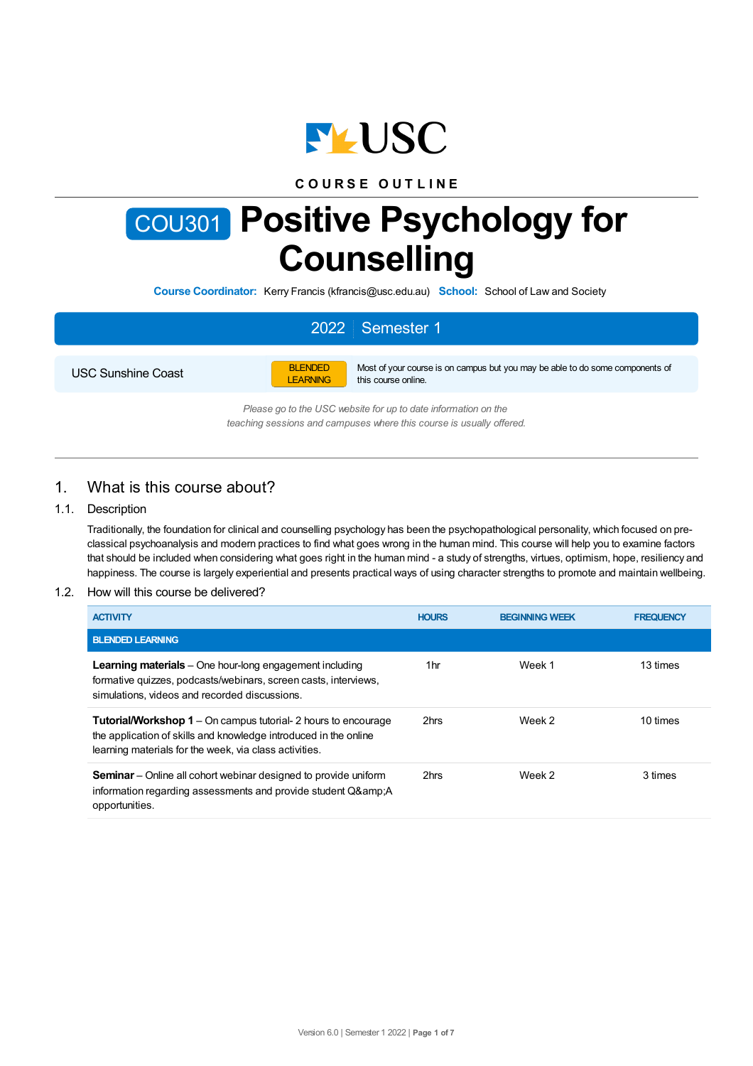COURSE OUTLINE

# COU301 Positive Psychology for Counselling

**Course Coordinator:** Kerry Francis (kfrancis@usc.edu.au) **School:** School of Law and Society

**2022 | Semester 1**

USC Sunshine Coast — BLENDED LEARNING — Most of your course is on campus but you may be able to do some components of this course online.

*Please go to the USC website for up to date information on the teaching sessions and campuses where this course is usually offered.*

## 1. What is this course about?

### 1.1. Description

Traditionally, the foundation for clinical and counselling psychology has been the psychopathological personality, which focused on pre-classical psychoanalysis and modern practices to find what goes wrong in the human mind. This course will help you to examine factors that should be included when considering what goes right in the human mind - a study of strengths, virtues, optimism, hope, resiliency and happiness. The course is largely experiential and presents practical ways of using character strengths to promote and maintain wellbeing.

### 1.2. How will this course be delivered?

| ACTIVITY | HOURS | BEGINNING WEEK | FREQUENCY |
|---|---|---|---|
| **BLENDED LEARNING** | | | |
| **Learning materials** – One hour-long engagement including formative quizzes, podcasts/webinars, screen casts, interviews, simulations, videos and recorded discussions. | 1hr | Week 1 | 13 times |
| **Tutorial/Workshop 1** – On campus tutorial- 2 hours to encourage the application of skills and knowledge introduced in the online learning materials for the week, via class activities. | 2hrs | Week 2 | 10 times |
| **Seminar** – Online all cohort webinar designed to provide uniform information regarding assessments and provide student Q&amp;A opportunities. | 2hrs | Week 2 | 3 times |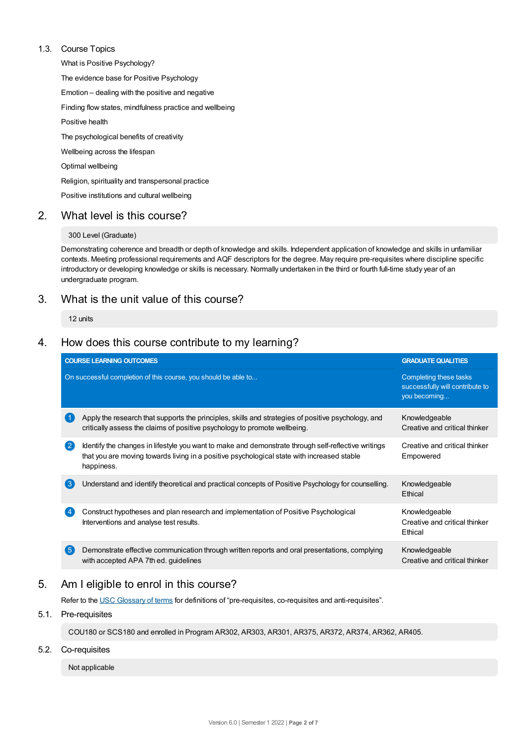### 1.3. Course Topics

What is Positive Psychology?

The evidence base for Positive Psychology

Emotion – dealing with the positive and negative

Finding flow states, mindfulness practice and wellbeing

Positive health

The psychological benefits of creativity

Wellbeing across the lifespan

Optimal wellbeing

Religion, spirituality and transpersonal practice

Positive institutions and cultural wellbeing

## 2. What level is this course?

300 Level (Graduate)

Demonstrating coherence and breadth or depth of knowledge and skills. Independent application of knowledge and skills in unfamiliar contexts. Meeting professional requirements and AQF descriptors for the degree. May require pre-requisites where discipline specific introductory or developing knowledge or skills is necessary. Normally undertaken in the third or fourth full-time study year of an undergraduate program.

## 3. What is the unit value of this course?

12 units

## 4. How does this course contribute to my learning?

| COURSE LEARNING OUTCOMES<br>On successful completion of this course, you should be able to... | GRADUATE QUALITIES<br>Completing these tasks successfully will contribute to you becoming... |
|---|---|
| 1 Apply the research that supports the principles, skills and strategies of positive psychology, and critically assess the claims of positive psychology to promote wellbeing. | Knowledgeable<br>Creative and critical thinker |
| 2 Identify the changes in lifestyle you want to make and demonstrate through self-reflective writings that you are moving towards living in a positive psychological state with increased stable happiness. | Creative and critical thinker<br>Empowered |
| 3 Understand and identify theoretical and practical concepts of Positive Psychology for counselling. | Knowledgeable<br>Ethical |
| 4 Construct hypotheses and plan research and implementation of Positive Psychological Interventions and analyse test results. | Knowledgeable<br>Creative and critical thinker<br>Ethical |
| 5 Demonstrate effective communication through written reports and oral presentations, complying with accepted APA 7th ed. guidelines | Knowledgeable<br>Creative and critical thinker |

## 5. Am I eligible to enrol in this course?

Refer to the USC Glossary of terms for definitions of "pre-requisites, co-requisites and anti-requisites".

### 5.1. Pre-requisites

COU180 or SCS180 and enrolled in Program AR302, AR303, AR301, AR375, AR372, AR374, AR362, AR405.

### 5.2. Co-requisites

Not applicable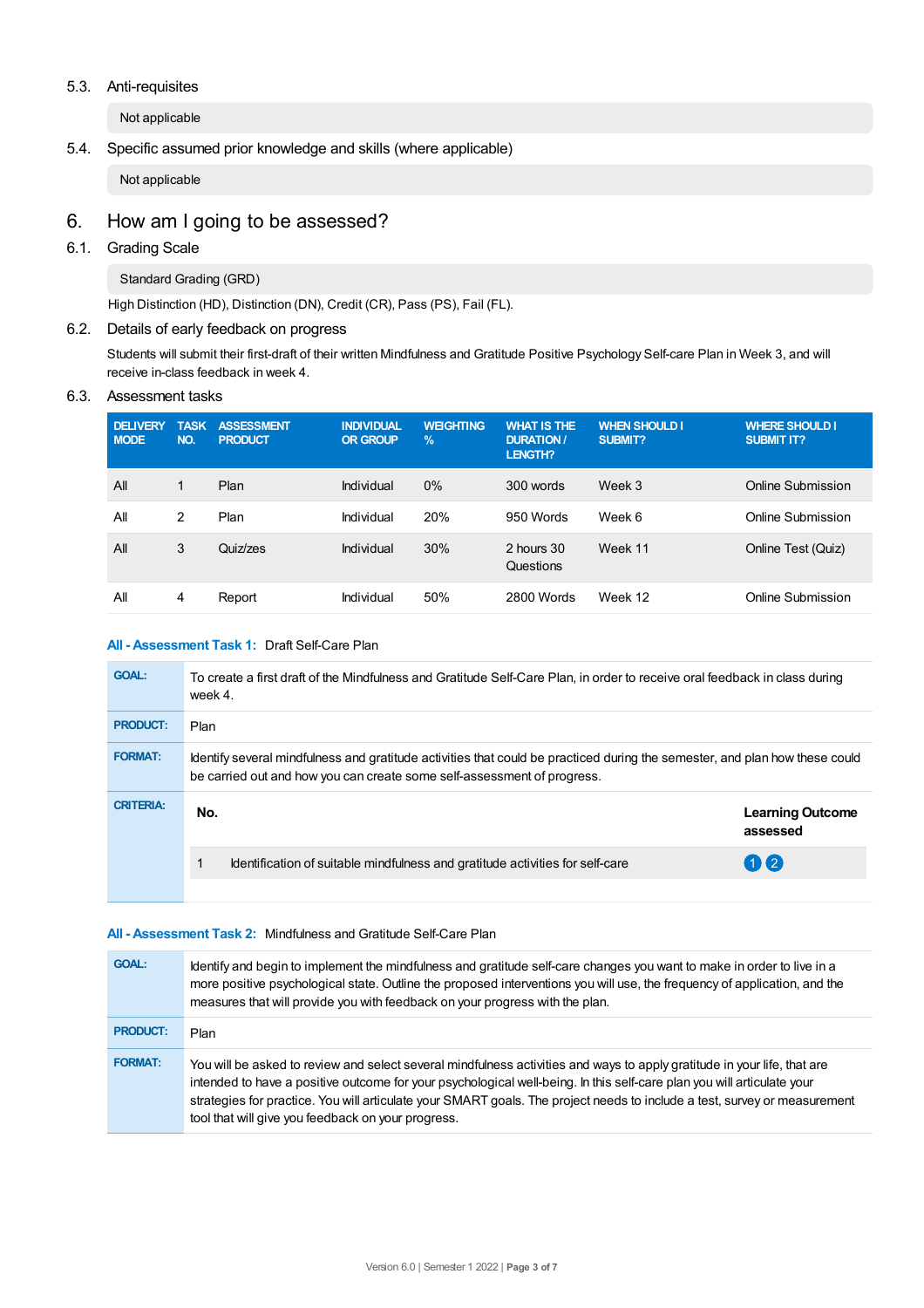### 5.3. Anti-requisites

Not applicable

### 5.4. Specific assumed prior knowledge and skills (where applicable)

Not applicable

## 6. How am I going to be assessed?

### 6.1. Grading Scale

Standard Grading (GRD)

High Distinction (HD), Distinction (DN), Credit (CR), Pass (PS), Fail (FL).

### 6.2. Details of early feedback on progress

Students will submit their first-draft of their written Mindfulness and Gratitude Positive Psychology Self-care Plan in Week 3, and will receive in-class feedback in week 4.

### 6.3. Assessment tasks

| DELIVERY MODE | TASK NO. | ASSESSMENT PRODUCT | INDIVIDUAL OR GROUP | WEIGHTING % | WHAT IS THE DURATION / LENGTH? | WHEN SHOULD I SUBMIT? | WHERE SHOULD I SUBMIT IT? |
|---|---|---|---|---|---|---|---|
| All | 1 | Plan | Individual | 0% | 300 words | Week 3 | Online Submission |
| All | 2 | Plan | Individual | 20% | 950 Words | Week 6 | Online Submission |
| All | 3 | Quiz/zes | Individual | 30% | 2 hours 30 Questions | Week 11 | Online Test (Quiz) |
| All | 4 | Report | Individual | 50% | 2800 Words | Week 12 | Online Submission |

**All - Assessment Task 1:** Draft Self-Care Plan

| | |
|---|---|
| **GOAL:** | To create a first draft of the Mindfulness and Gratitude Self-Care Plan, in order to receive oral feedback in class during week 4. |
| **PRODUCT:** | Plan |
| **FORMAT:** | Identify several mindfulness and gratitude activities that could be practiced during the semester, and plan how these could be carried out and how you can create some self-assessment of progress. |
| **CRITERIA:** | |

| No. | | Learning Outcome assessed |
|---|---|---|
| 1 | Identification of suitable mindfulness and gratitude activities for self-care | 1 2 |

**All - Assessment Task 2:** Mindfulness and Gratitude Self-Care Plan

| | |
|---|---|
| **GOAL:** | Identify and begin to implement the mindfulness and gratitude self-care changes you want to make in order to live in a more positive psychological state. Outline the proposed interventions you will use, the frequency of application, and the measures that will provide you with feedback on your progress with the plan. |
| **PRODUCT:** | Plan |
| **FORMAT:** | You will be asked to review and select several mindfulness activities and ways to apply gratitude in your life, that are intended to have a positive outcome for your psychological well-being. In this self-care plan you will articulate your strategies for practice. You will articulate your SMART goals. The project needs to include a test, survey or measurement tool that will give you feedback on your progress. |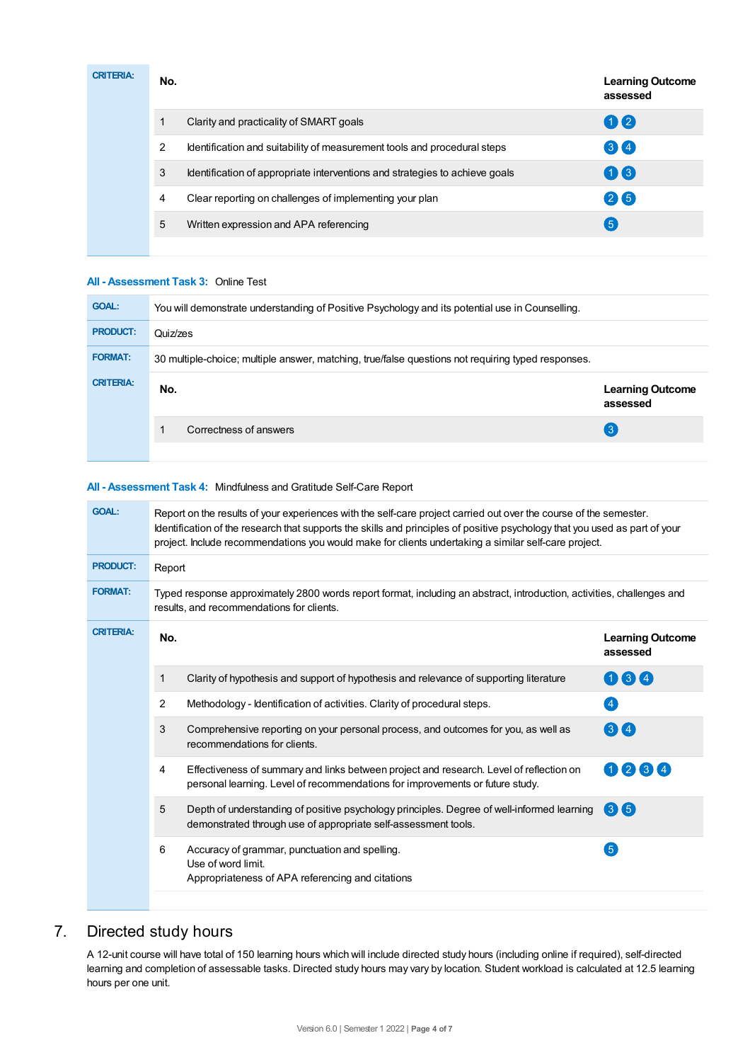| CRITERIA: | No. | | Learning Outcome assessed |
|---|---|---|---|
| | 1 | Clarity and practicality of SMART goals | 1 2 |
| | 2 | Identification and suitability of measurement tools and procedural steps | 3 4 |
| | 3 | Identification of appropriate interventions and strategies to achieve goals | 1 3 |
| | 4 | Clear reporting on challenges of implementing your plan | 2 5 |
| | 5 | Written expression and APA referencing | 5 |

**All - Assessment Task 3:** Online Test

| | |
|---|---|
| **GOAL:** | You will demonstrate understanding of Positive Psychology and its potential use in Counselling. |
| **PRODUCT:** | Quiz/zes |
| **FORMAT:** | 30 multiple-choice; multiple answer, matching, true/false questions not requiring typed responses. |

| CRITERIA: | No. | | Learning Outcome assessed |
|---|---|---|---|
| | 1 | Correctness of answers | 3 |

**All - Assessment Task 4:** Mindfulness and Gratitude Self-Care Report

| | |
|---|---|
| **GOAL:** | Report on the results of your experiences with the self-care project carried out over the course of the semester. Identification of the research that supports the skills and principles of positive psychology that you used as part of your project. Include recommendations you would make for clients undertaking a similar self-care project. |
| **PRODUCT:** | Report |
| **FORMAT:** | Typed response approximately 2800 words report format, including an abstract, introduction, activities, challenges and results, and recommendations for clients. |

| CRITERIA: | No. | | Learning Outcome assessed |
|---|---|---|---|
| | 1 | Clarity of hypothesis and support of hypothesis and relevance of supporting literature | 1 3 4 |
| | 2 | Methodology - Identification of activities. Clarity of procedural steps. | 4 |
| | 3 | Comprehensive reporting on your personal process, and outcomes for you, as well as recommendations for clients. | 3 4 |
| | 4 | Effectiveness of summary and links between project and research. Level of reflection on personal learning. Level of recommendations for improvements or future study. | 1 2 3 4 |
| | 5 | Depth of understanding of positive psychology principles. Degree of well-informed learning demonstrated through use of appropriate self-assessment tools. | 3 5 |
| | 6 | Accuracy of grammar, punctuation and spelling. Use of word limit. Appropriateness of APA referencing and citations | 5 |

## 7. Directed study hours

A 12-unit course will have total of 150 learning hours which will include directed study hours (including online if required), self-directed learning and completion of assessable tasks. Directed study hours may vary by location. Student workload is calculated at 12.5 learning hours per one unit.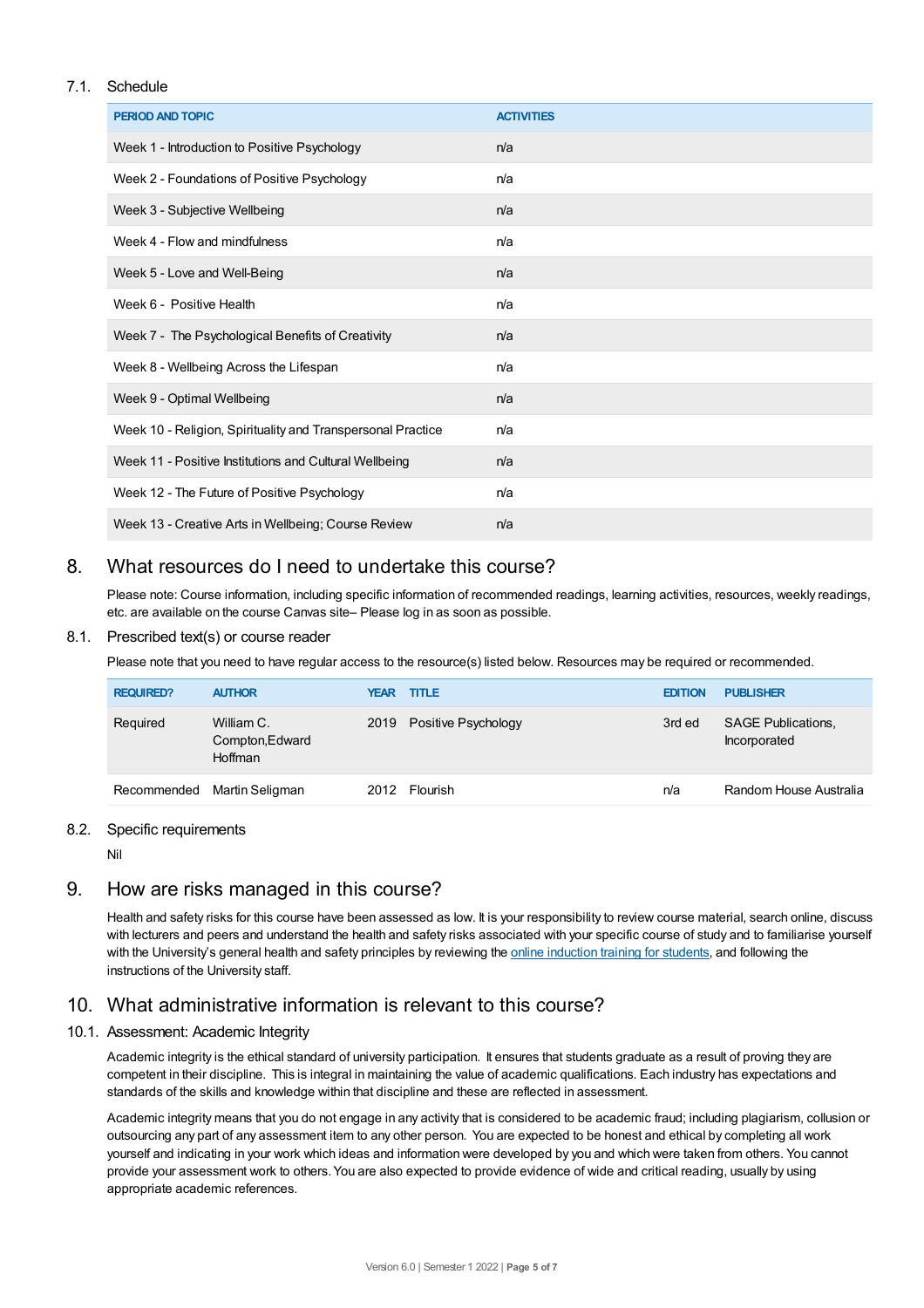### 7.1. Schedule

| PERIOD AND TOPIC | ACTIVITIES |
| --- | --- |
| Week 1 - Introduction to Positive Psychology | n/a |
| Week 2 - Foundations of Positive Psychology | n/a |
| Week 3 - Subjective Wellbeing | n/a |
| Week 4 - Flow and mindfulness | n/a |
| Week 5 - Love and Well-Being | n/a |
| Week 6 - Positive Health | n/a |
| Week 7 - The Psychological Benefits of Creativity | n/a |
| Week 8 - Wellbeing Across the Lifespan | n/a |
| Week 9 - Optimal Wellbeing | n/a |
| Week 10 - Religion, Spirituality and Transpersonal Practice | n/a |
| Week 11 - Positive Institutions and Cultural Wellbeing | n/a |
| Week 12 - The Future of Positive Psychology | n/a |
| Week 13 - Creative Arts in Wellbeing; Course Review | n/a |

## 8. What resources do I need to undertake this course?

Please note: Course information, including specific information of recommended readings, learning activities, resources, weekly readings, etc. are available on the course Canvas site– Please log in as soon as possible.

### 8.1. Prescribed text(s) or course reader

Please note that you need to have regular access to the resource(s) listed below. Resources may be required or recommended.

| REQUIRED? | AUTHOR | YEAR | TITLE | EDITION | PUBLISHER |
| --- | --- | --- | --- | --- | --- |
| Required | William C. Compton,Edward Hoffman | 2019 | Positive Psychology | 3rd ed | SAGE Publications, Incorporated |
| Recommended | Martin Seligman | 2012 | Flourish | n/a | Random House Australia |

### 8.2. Specific requirements

Nil

## 9. How are risks managed in this course?

Health and safety risks for this course have been assessed as low. It is your responsibility to review course material, search online, discuss with lecturers and peers and understand the health and safety risks associated with your specific course of study and to familiarise yourself with the University's general health and safety principles by reviewing the online induction training for students, and following the instructions of the University staff.

## 10. What administrative information is relevant to this course?

### 10.1. Assessment: Academic Integrity

Academic integrity is the ethical standard of university participation. It ensures that students graduate as a result of proving they are competent in their discipline. This is integral in maintaining the value of academic qualifications. Each industry has expectations and standards of the skills and knowledge within that discipline and these are reflected in assessment.

Academic integrity means that you do not engage in any activity that is considered to be academic fraud; including plagiarism, collusion or outsourcing any part of any assessment item to any other person. You are expected to be honest and ethical by completing all work yourself and indicating in your work which ideas and information were developed by you and which were taken from others. You cannot provide your assessment work to others. You are also expected to provide evidence of wide and critical reading, usually by using appropriate academic references.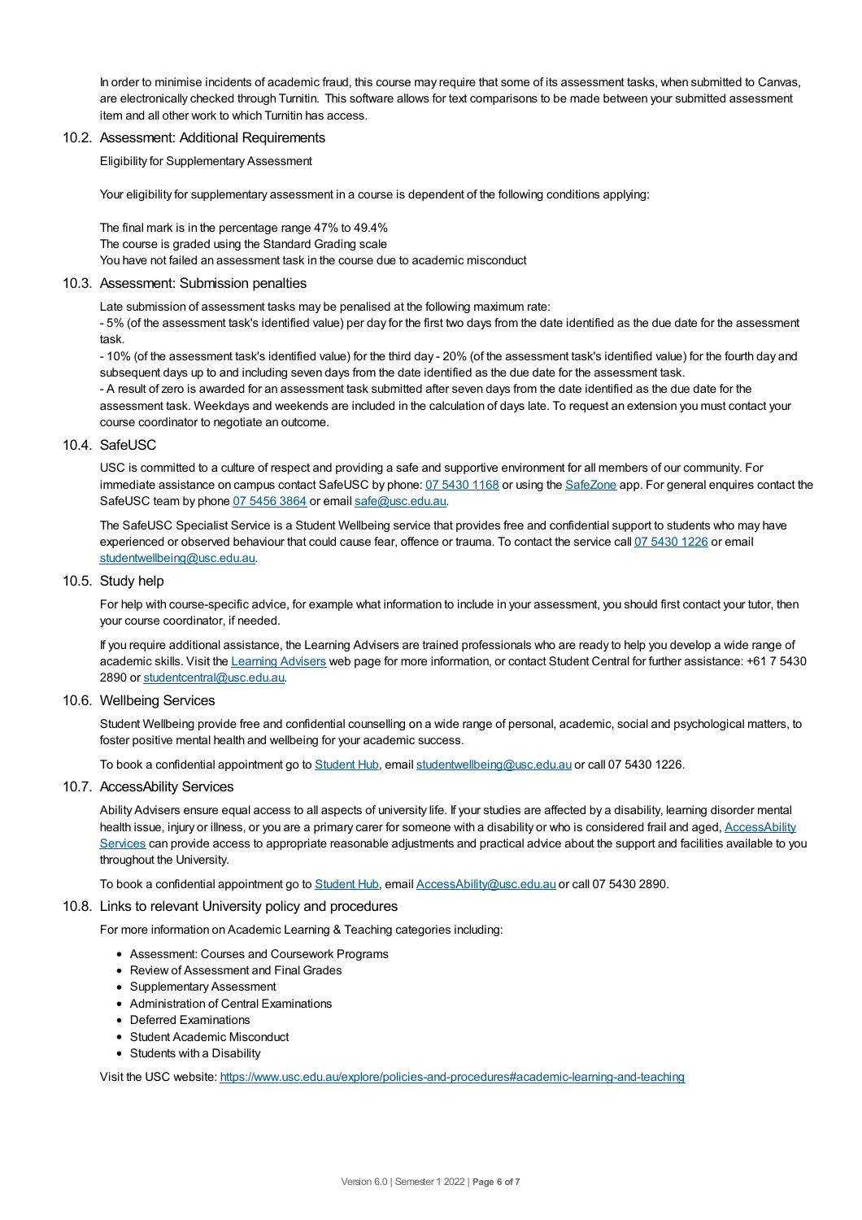In order to minimise incidents of academic fraud, this course may require that some of its assessment tasks, when submitted to Canvas, are electronically checked through Turnitin. This software allows for text comparisons to be made between your submitted assessment item and all other work to which Turnitin has access.

### 10.2. Assessment: Additional Requirements

Eligibility for Supplementary Assessment

Your eligibility for supplementary assessment in a course is dependent of the following conditions applying:

The final mark is in the percentage range 47% to 49.4%
The course is graded using the Standard Grading scale
You have not failed an assessment task in the course due to academic misconduct

### 10.3. Assessment: Submission penalties

Late submission of assessment tasks may be penalised at the following maximum rate:
- 5% (of the assessment task's identified value) per day for the first two days from the date identified as the due date for the assessment task.
- 10% (of the assessment task's identified value) for the third day - 20% (of the assessment task's identified value) for the fourth day and subsequent days up to and including seven days from the date identified as the due date for the assessment task.
- A result of zero is awarded for an assessment task submitted after seven days from the date identified as the due date for the assessment task. Weekdays and weekends are included in the calculation of days late. To request an extension you must contact your course coordinator to negotiate an outcome.

### 10.4. SafeUSC

USC is committed to a culture of respect and providing a safe and supportive environment for all members of our community. For immediate assistance on campus contact SafeUSC by phone: 07 5430 1168 or using the SafeZone app. For general enquires contact the SafeUSC team by phone 07 5456 3864 or email safe@usc.edu.au.

The SafeUSC Specialist Service is a Student Wellbeing service that provides free and confidential support to students who may have experienced or observed behaviour that could cause fear, offence or trauma. To contact the service call 07 5430 1226 or email studentwellbeing@usc.edu.au.

### 10.5. Study help

For help with course-specific advice, for example what information to include in your assessment, you should first contact your tutor, then your course coordinator, if needed.

If you require additional assistance, the Learning Advisers are trained professionals who are ready to help you develop a wide range of academic skills. Visit the Learning Advisers web page for more information, or contact Student Central for further assistance: +61 7 5430 2890 or studentcentral@usc.edu.au.

### 10.6. Wellbeing Services

Student Wellbeing provide free and confidential counselling on a wide range of personal, academic, social and psychological matters, to foster positive mental health and wellbeing for your academic success.

To book a confidential appointment go to Student Hub, email studentwellbeing@usc.edu.au or call 07 5430 1226.

### 10.7. AccessAbility Services

Ability Advisers ensure equal access to all aspects of university life. If your studies are affected by a disability, learning disorder mental health issue, injury or illness, or you are a primary carer for someone with a disability or who is considered frail and aged, AccessAbility Services can provide access to appropriate reasonable adjustments and practical advice about the support and facilities available to you throughout the University.

To book a confidential appointment go to Student Hub, email AccessAbility@usc.edu.au or call 07 5430 2890.

### 10.8. Links to relevant University policy and procedures

For more information on Academic Learning & Teaching categories including:

- Assessment: Courses and Coursework Programs
- Review of Assessment and Final Grades
- Supplementary Assessment
- Administration of Central Examinations
- Deferred Examinations
- Student Academic Misconduct
- Students with a Disability

Visit the USC website: https://www.usc.edu.au/explore/policies-and-procedures#academic-learning-and-teaching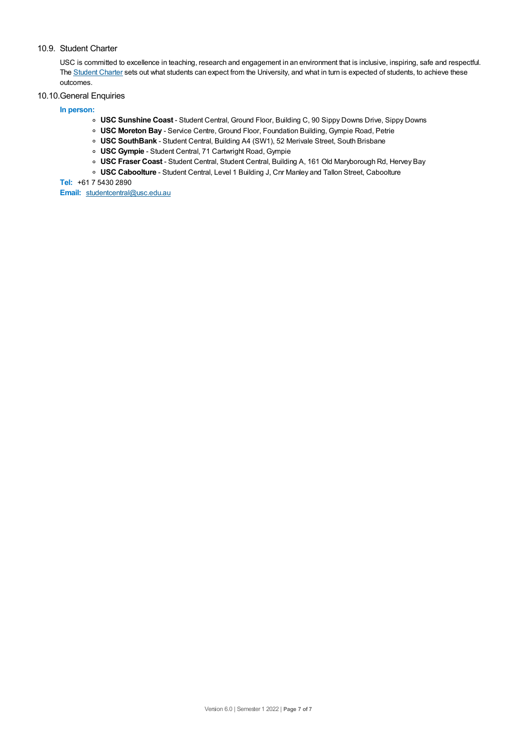### 10.9. Student Charter

USC is committed to excellence in teaching, research and engagement in an environment that is inclusive, inspiring, safe and respectful. The Student Charter sets out what students can expect from the University, and what in turn is expected of students, to achieve these outcomes.

### 10.10. General Enquiries

**In person:**

- **USC Sunshine Coast** - Student Central, Ground Floor, Building C, 90 Sippy Downs Drive, Sippy Downs
- **USC Moreton Bay** - Service Centre, Ground Floor, Foundation Building, Gympie Road, Petrie
- **USC SouthBank** - Student Central, Building A4 (SW1), 52 Merivale Street, South Brisbane
- **USC Gympie** - Student Central, 71 Cartwright Road, Gympie
- **USC Fraser Coast** - Student Central, Student Central, Building A, 161 Old Maryborough Rd, Hervey Bay
- **USC Caboolture** - Student Central, Level 1 Building J, Cnr Manley and Tallon Street, Caboolture

**Tel:** +61 7 5430 2890

**Email:** studentcentral@usc.edu.au